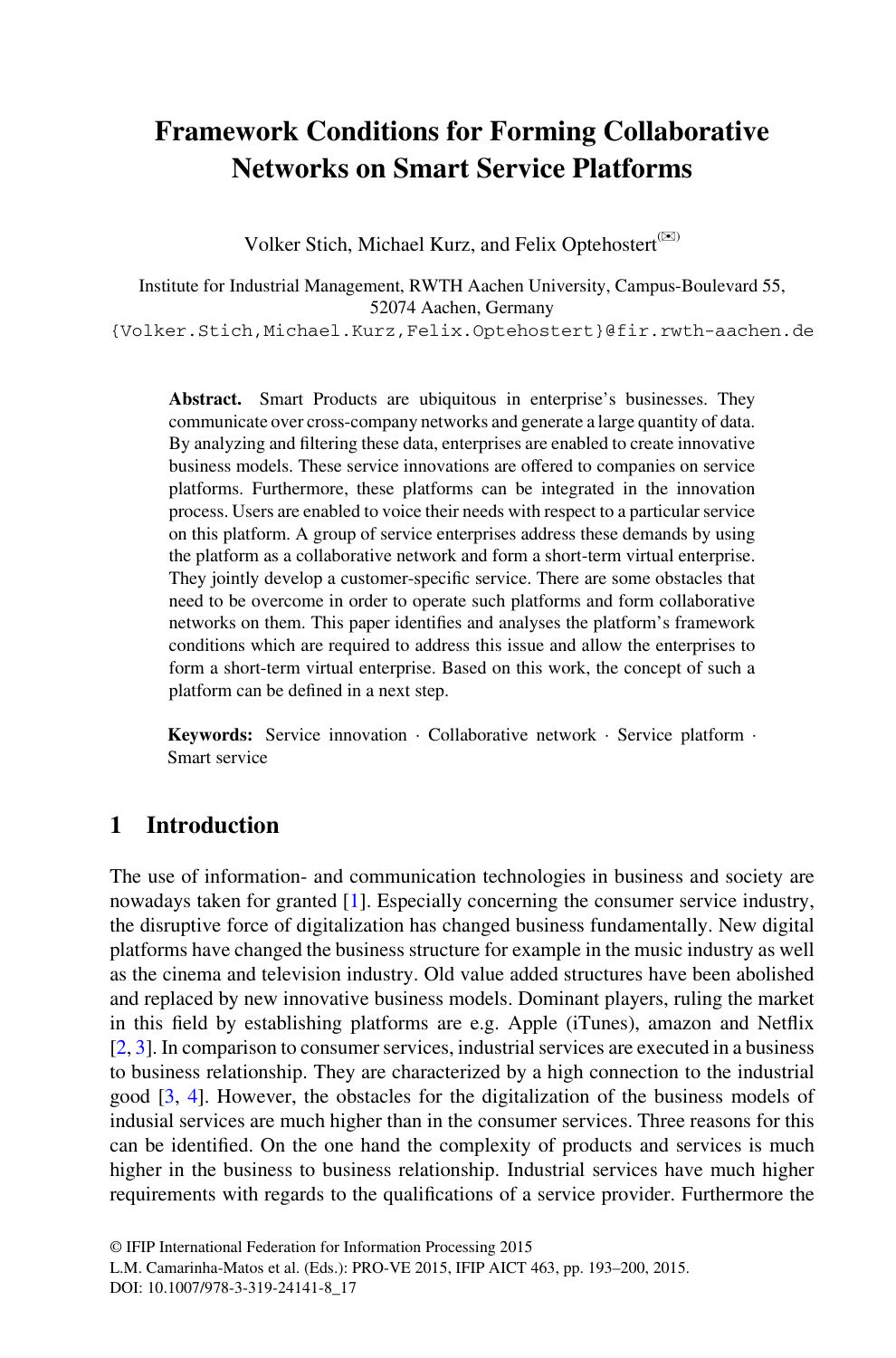# Framework Conditions for Forming Collaborative Networks on Smart Service Platforms

Volker Stich, Michael Kurz, and Felix Optehostert

Institute for Industrial Management, RWTH Aachen University, Campus-Boulevard 55, 52074 Aachen, Germany
{Volker.Stich,Michael.Kurz,Felix.Optehostert}@fir.rwth-aachen.de

**Abstract.** Smart Products are ubiquitous in enterprise's businesses. They communicate over cross-company networks and generate a large quantity of data. By analyzing and filtering these data, enterprises are enabled to create innovative business models. These service innovations are offered to companies on service platforms. Furthermore, these platforms can be integrated in the innovation process. Users are enabled to voice their needs with respect to a particular service on this platform. A group of service enterprises address these demands by using the platform as a collaborative network and form a short-term virtual enterprise. They jointly develop a customer-specific service. There are some obstacles that need to be overcome in order to operate such platforms and form collaborative networks on them. This paper identifies and analyses the platform's framework conditions which are required to address this issue and allow the enterprises to form a short-term virtual enterprise. Based on this work, the concept of such a platform can be defined in a next step.

**Keywords:** Service innovation · Collaborative network · Service platform · Smart service

## 1 Introduction

The use of information- and communication technologies in business and society are nowadays taken for granted [1]. Especially concerning the consumer service industry, the disruptive force of digitalization has changed business fundamentally. New digital platforms have changed the business structure for example in the music industry as well as the cinema and television industry. Old value added structures have been abolished and replaced by new innovative business models. Dominant players, ruling the market in this field by establishing platforms are e.g. Apple (iTunes), amazon and Netflix [2, 3]. In comparison to consumer services, industrial services are executed in a business to business relationship. They are characterized by a high connection to the industrial good [3, 4]. However, the obstacles for the digitalization of the business models of indusial services are much higher than in the consumer services. Three reasons for this can be identified. On the one hand the complexity of products and services is much higher in the business to business relationship. Industrial services have much higher requirements with regards to the qualifications of a service provider. Furthermore the

© IFIP International Federation for Information Processing 2015
L.M. Camarinha-Matos et al. (Eds.): PRO-VE 2015, IFIP AICT 463, pp. 193–200, 2015.
DOI: 10.1007/978-3-319-24141-8_17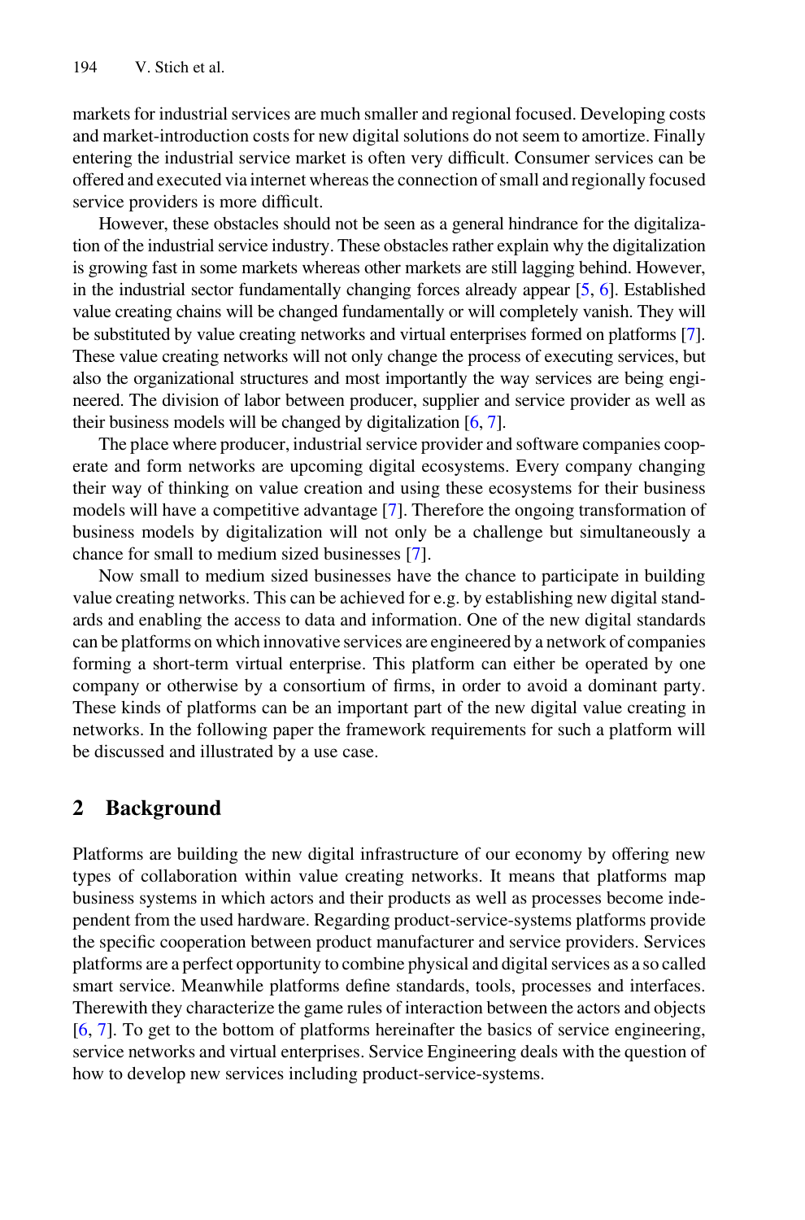markets for industrial services are much smaller and regional focused. Developing costs and market-introduction costs for new digital solutions do not seem to amortize. Finally entering the industrial service market is often very difficult. Consumer services can be offered and executed via internet whereas the connection of small and regionally focused service providers is more difficult.

However, these obstacles should not be seen as a general hindrance for the digitalization of the industrial service industry. These obstacles rather explain why the digitalization is growing fast in some markets whereas other markets are still lagging behind. However, in the industrial sector fundamentally changing forces already appear [5, 6]. Established value creating chains will be changed fundamentally or will completely vanish. They will be substituted by value creating networks and virtual enterprises formed on platforms [7]. These value creating networks will not only change the process of executing services, but also the organizational structures and most importantly the way services are being engineered. The division of labor between producer, supplier and service provider as well as their business models will be changed by digitalization [6, 7].

The place where producer, industrial service provider and software companies cooperate and form networks are upcoming digital ecosystems. Every company changing their way of thinking on value creation and using these ecosystems for their business models will have a competitive advantage [7]. Therefore the ongoing transformation of business models by digitalization will not only be a challenge but simultaneously a chance for small to medium sized businesses [7].

Now small to medium sized businesses have the chance to participate in building value creating networks. This can be achieved for e.g. by establishing new digital standards and enabling the access to data and information. One of the new digital standards can be platforms on which innovative services are engineered by a network of companies forming a short-term virtual enterprise. This platform can either be operated by one company or otherwise by a consortium of firms, in order to avoid a dominant party. These kinds of platforms can be an important part of the new digital value creating in networks. In the following paper the framework requirements for such a platform will be discussed and illustrated by a use case.

## 2 Background

Platforms are building the new digital infrastructure of our economy by offering new types of collaboration within value creating networks. It means that platforms map business systems in which actors and their products as well as processes become independent from the used hardware. Regarding product-service-systems platforms provide the specific cooperation between product manufacturer and service providers. Services platforms are a perfect opportunity to combine physical and digital services as a so called smart service. Meanwhile platforms define standards, tools, processes and interfaces. Therewith they characterize the game rules of interaction between the actors and objects [6, 7]. To get to the bottom of platforms hereinafter the basics of service engineering, service networks and virtual enterprises. Service Engineering deals with the question of how to develop new services including product-service-systems.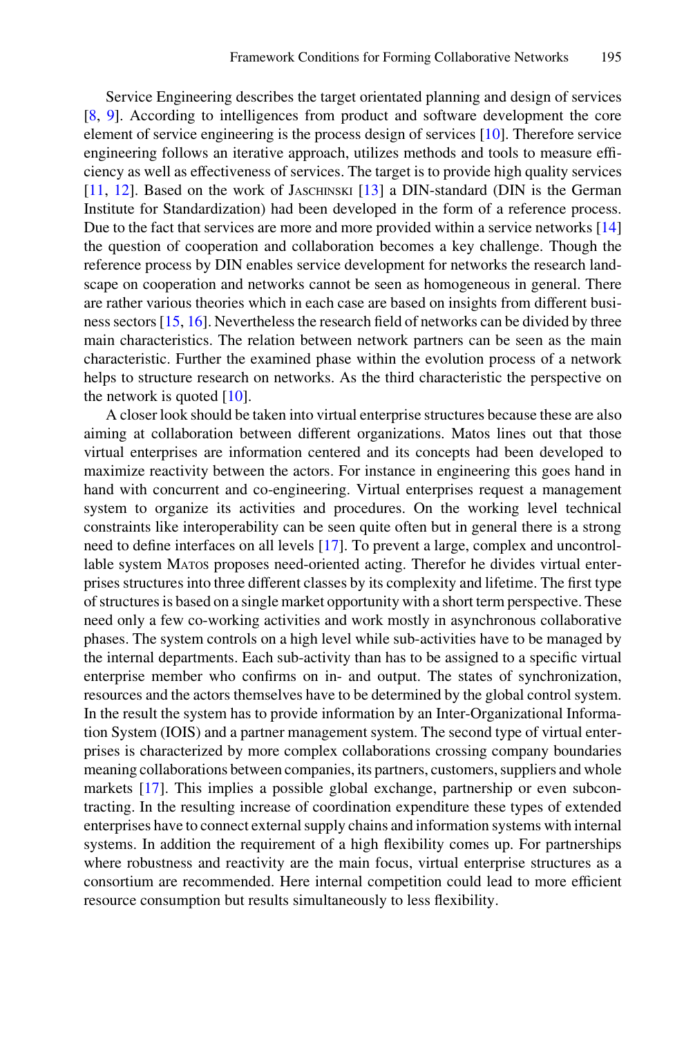Service Engineering describes the target orientated planning and design of services [8, 9]. According to intelligences from product and software development the core element of service engineering is the process design of services [10]. Therefore service engineering follows an iterative approach, utilizes methods and tools to measure efficiency as well as effectiveness of services. The target is to provide high quality services [11, 12]. Based on the work of Jaschinski [13] a DIN-standard (DIN is the German Institute for Standardization) had been developed in the form of a reference process. Due to the fact that services are more and more provided within a service networks [14] the question of cooperation and collaboration becomes a key challenge. Though the reference process by DIN enables service development for networks the research landscape on cooperation and networks cannot be seen as homogeneous in general. There are rather various theories which in each case are based on insights from different business sectors [15, 16]. Nevertheless the research field of networks can be divided by three main characteristics. The relation between network partners can be seen as the main characteristic. Further the examined phase within the evolution process of a network helps to structure research on networks. As the third characteristic the perspective on the network is quoted [10].

A closer look should be taken into virtual enterprise structures because these are also aiming at collaboration between different organizations. Matos lines out that those virtual enterprises are information centered and its concepts had been developed to maximize reactivity between the actors. For instance in engineering this goes hand in hand with concurrent and co-engineering. Virtual enterprises request a management system to organize its activities and procedures. On the working level technical constraints like interoperability can be seen quite often but in general there is a strong need to define interfaces on all levels [17]. To prevent a large, complex and uncontrollable system Matos proposes need-oriented acting. Therefor he divides virtual enterprises structures into three different classes by its complexity and lifetime. The first type of structures is based on a single market opportunity with a short term perspective. These need only a few co-working activities and work mostly in asynchronous collaborative phases. The system controls on a high level while sub-activities have to be managed by the internal departments. Each sub-activity than has to be assigned to a specific virtual enterprise member who confirms on in- and output. The states of synchronization, resources and the actors themselves have to be determined by the global control system. In the result the system has to provide information by an Inter-Organizational Information System (IOIS) and a partner management system. The second type of virtual enterprises is characterized by more complex collaborations crossing company boundaries meaning collaborations between companies, its partners, customers, suppliers and whole markets [17]. This implies a possible global exchange, partnership or even subcontracting. In the resulting increase of coordination expenditure these types of extended enterprises have to connect external supply chains and information systems with internal systems. In addition the requirement of a high flexibility comes up. For partnerships where robustness and reactivity are the main focus, virtual enterprise structures as a consortium are recommended. Here internal competition could lead to more efficient resource consumption but results simultaneously to less flexibility.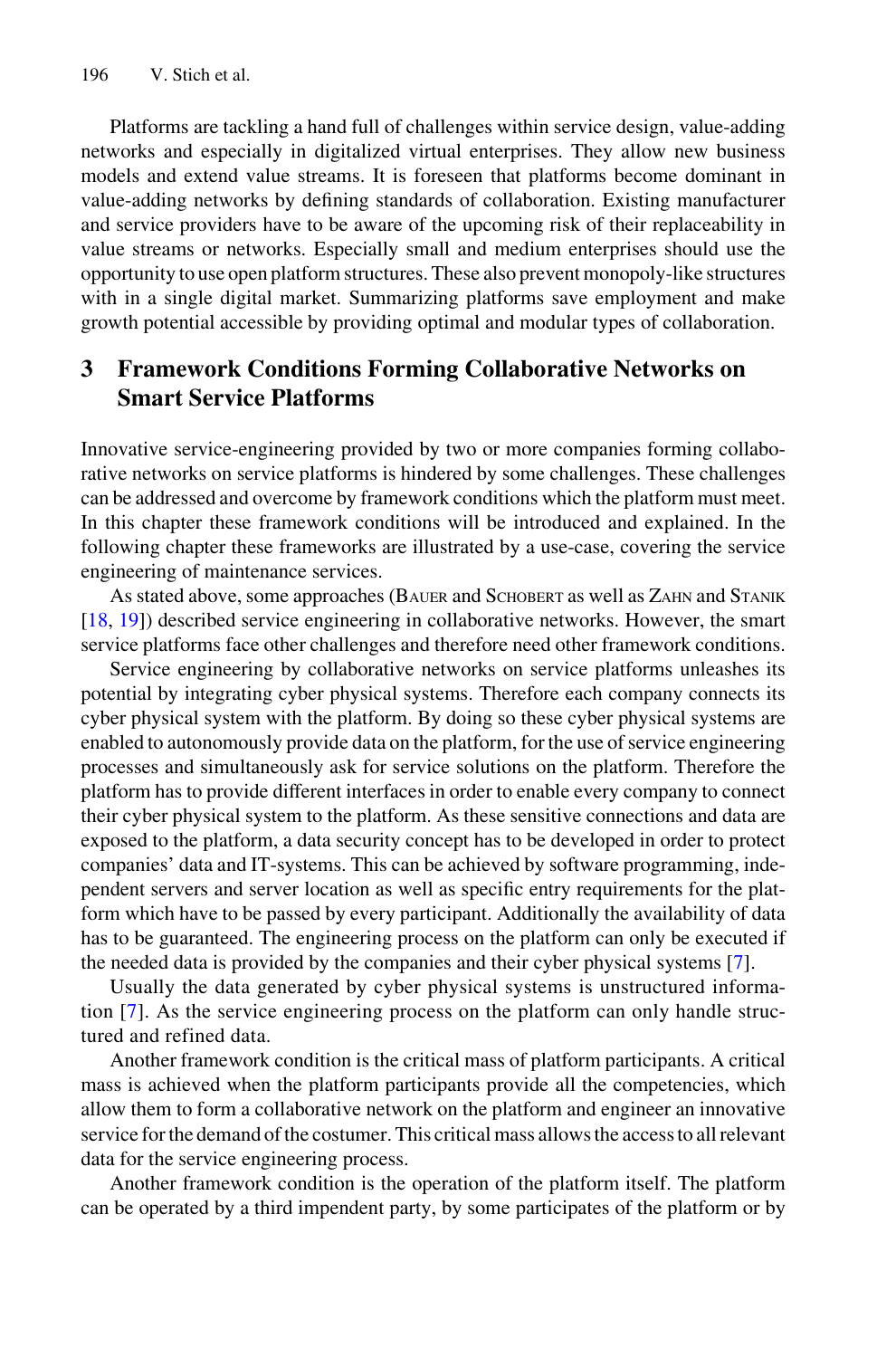Platforms are tackling a hand full of challenges within service design, value-adding networks and especially in digitalized virtual enterprises. They allow new business models and extend value streams. It is foreseen that platforms become dominant in value-adding networks by defining standards of collaboration. Existing manufacturer and service providers have to be aware of the upcoming risk of their replaceability in value streams or networks. Especially small and medium enterprises should use the opportunity to use open platform structures. These also prevent monopoly-like structures with in a single digital market. Summarizing platforms save employment and make growth potential accessible by providing optimal and modular types of collaboration.

## 3 Framework Conditions Forming Collaborative Networks on Smart Service Platforms

Innovative service-engineering provided by two or more companies forming collaborative networks on service platforms is hindered by some challenges. These challenges can be addressed and overcome by framework conditions which the platform must meet. In this chapter these framework conditions will be introduced and explained. In the following chapter these frameworks are illustrated by a use-case, covering the service engineering of maintenance services.

As stated above, some approaches (Bauer and Schobert as well as Zahn and Stanik [18, 19]) described service engineering in collaborative networks. However, the smart service platforms face other challenges and therefore need other framework conditions.

Service engineering by collaborative networks on service platforms unleashes its potential by integrating cyber physical systems. Therefore each company connects its cyber physical system with the platform. By doing so these cyber physical systems are enabled to autonomously provide data on the platform, for the use of service engineering processes and simultaneously ask for service solutions on the platform. Therefore the platform has to provide different interfaces in order to enable every company to connect their cyber physical system to the platform. As these sensitive connections and data are exposed to the platform, a data security concept has to be developed in order to protect companies' data and IT-systems. This can be achieved by software programming, independent servers and server location as well as specific entry requirements for the platform which have to be passed by every participant. Additionally the availability of data has to be guaranteed. The engineering process on the platform can only be executed if the needed data is provided by the companies and their cyber physical systems [7].

Usually the data generated by cyber physical systems is unstructured information [7]. As the service engineering process on the platform can only handle structured and refined data.

Another framework condition is the critical mass of platform participants. A critical mass is achieved when the platform participants provide all the competencies, which allow them to form a collaborative network on the platform and engineer an innovative service for the demand of the costumer. This critical mass allows the access to all relevant data for the service engineering process.

Another framework condition is the operation of the platform itself. The platform can be operated by a third impendent party, by some participates of the platform or by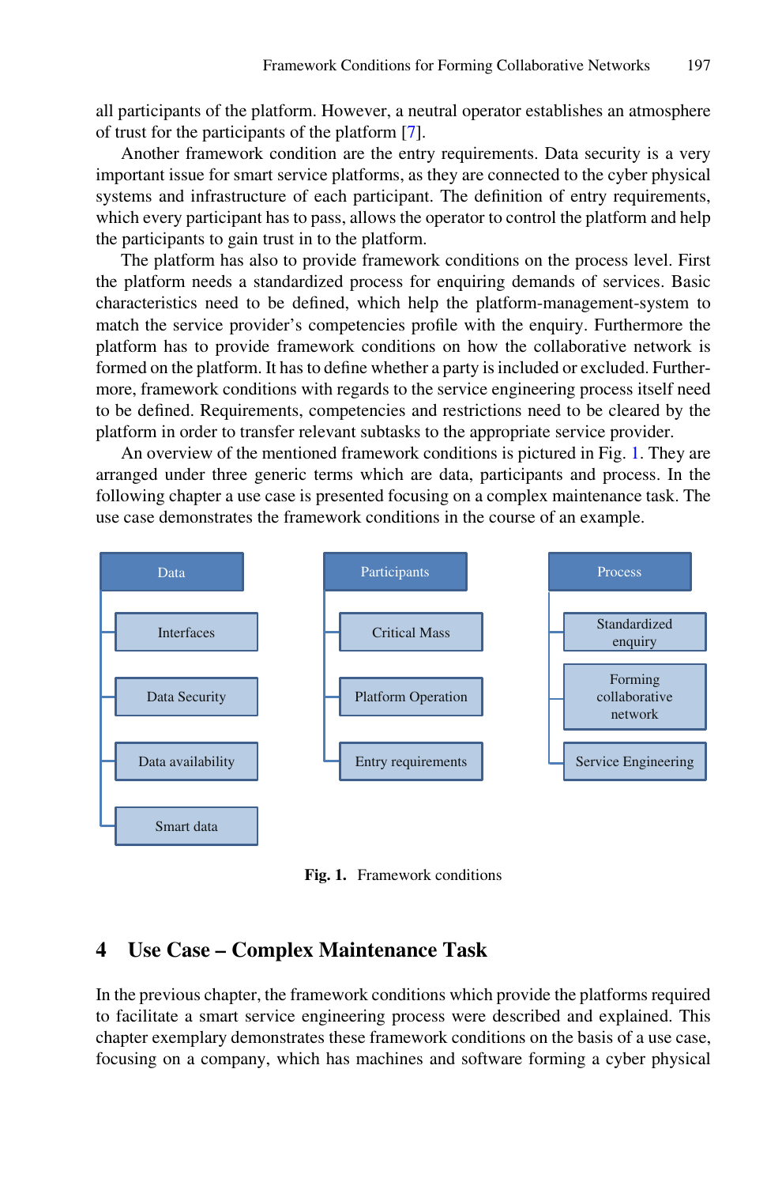all participants of the platform. However, a neutral operator establishes an atmosphere of trust for the participants of the platform [7].

Another framework condition are the entry requirements. Data security is a very important issue for smart service platforms, as they are connected to the cyber physical systems and infrastructure of each participant. The definition of entry requirements, which every participant has to pass, allows the operator to control the platform and help the participants to gain trust in to the platform.

The platform has also to provide framework conditions on the process level. First the platform needs a standardized process for enquiring demands of services. Basic characteristics need to be defined, which help the platform-management-system to match the service provider's competencies profile with the enquiry. Furthermore the platform has to provide framework conditions on how the collaborative network is formed on the platform. It has to define whether a party is included or excluded. Furthermore, framework conditions with regards to the service engineering process itself need to be defined. Requirements, competencies and restrictions need to be cleared by the platform in order to transfer relevant subtasks to the appropriate service provider.

An overview of the mentioned framework conditions is pictured in Fig. 1. They are arranged under three generic terms which are data, participants and process. In the following chapter a use case is presented focusing on a complex maintenance task. The use case demonstrates the framework conditions in the course of an example.

| Data | Participants | Process |
|---|---|---|
| Interfaces | Critical Mass | Standardized enquiry |
| Data Security | Platform Operation | Forming collaborative network |
| Data availability | Entry requirements | Service Engineering |
| Smart data | | |

**Fig. 1.** Framework conditions

## 4 Use Case – Complex Maintenance Task

In the previous chapter, the framework conditions which provide the platforms required to facilitate a smart service engineering process were described and explained. This chapter exemplary demonstrates these framework conditions on the basis of a use case, focusing on a company, which has machines and software forming a cyber physical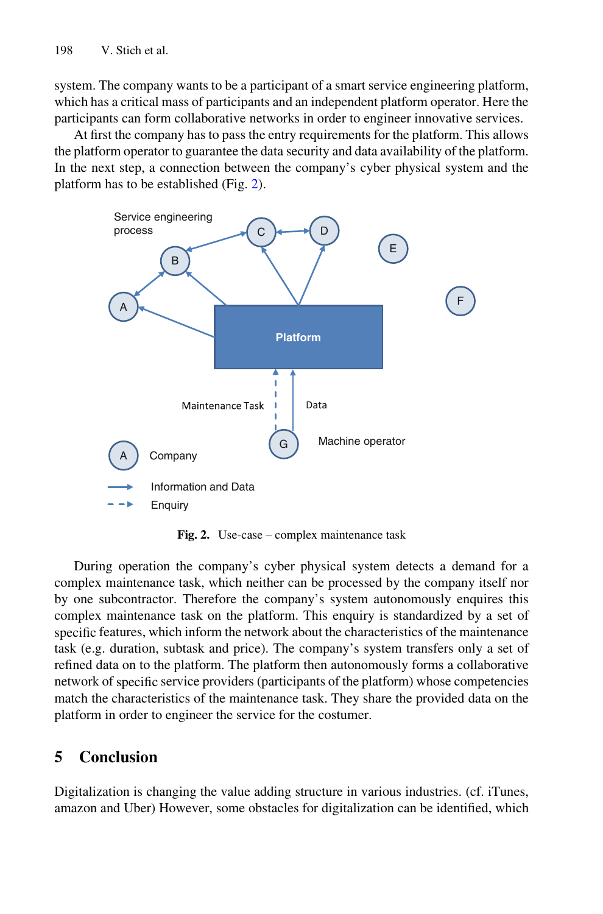system. The company wants to be a participant of a smart service engineering platform, which has a critical mass of participants and an independent platform operator. Here the participants can form collaborative networks in order to engineer innovative services.

At first the company has to pass the entry requirements for the platform. This allows the platform operator to guarantee the data security and data availability of the platform. In the next step, a connection between the company's cyber physical system and the platform has to be established (Fig. 2).

**Fig. 2.** Use-case – complex maintenance task

During operation the company's cyber physical system detects a demand for a complex maintenance task, which neither can be processed by the company itself nor by one subcontractor. Therefore the company's system autonomously enquires this complex maintenance task on the platform. This enquiry is standardized by a set of specific features, which inform the network about the characteristics of the maintenance task (e.g. duration, subtask and price). The company's system transfers only a set of refined data on to the platform. The platform then autonomously forms a collaborative network of specific service providers (participants of the platform) whose competencies match the characteristics of the maintenance task. They share the provided data on the platform in order to engineer the service for the costumer.

## 5 Conclusion

Digitalization is changing the value adding structure in various industries. (cf. iTunes, amazon and Uber) However, some obstacles for digitalization can be identified, which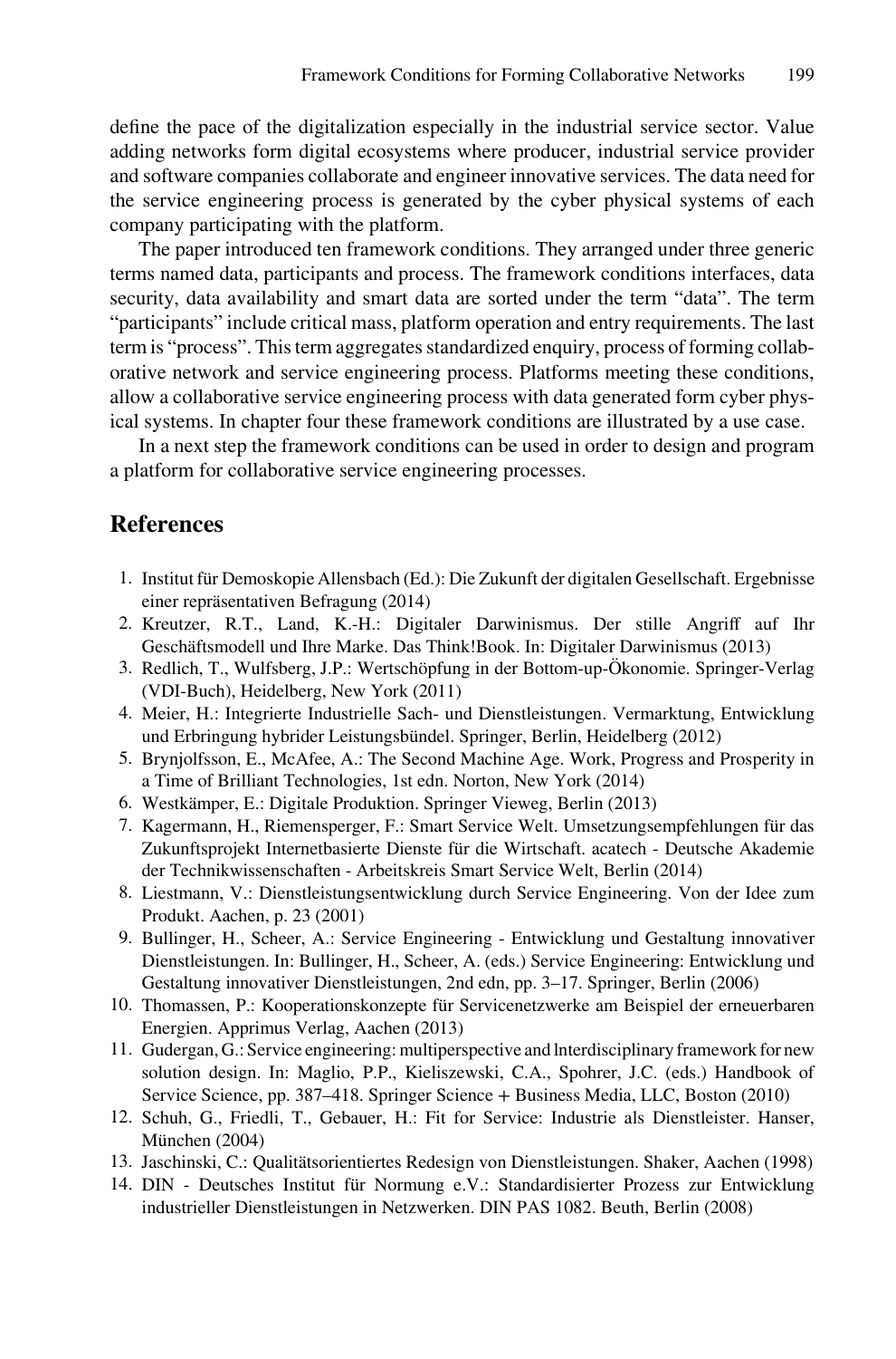define the pace of the digitalization especially in the industrial service sector. Value adding networks form digital ecosystems where producer, industrial service provider and software companies collaborate and engineer innovative services. The data need for the service engineering process is generated by the cyber physical systems of each company participating with the platform.

The paper introduced ten framework conditions. They arranged under three generic terms named data, participants and process. The framework conditions interfaces, data security, data availability and smart data are sorted under the term "data". The term "participants" include critical mass, platform operation and entry requirements. The last term is "process". This term aggregates standardized enquiry, process of forming collaborative network and service engineering process. Platforms meeting these conditions, allow a collaborative service engineering process with data generated form cyber physical systems. In chapter four these framework conditions are illustrated by a use case.

In a next step the framework conditions can be used in order to design and program a platform for collaborative service engineering processes.

## References

1. Institut für Demoskopie Allensbach (Ed.): Die Zukunft der digitalen Gesellschaft. Ergebnisse einer repräsentativen Befragung (2014)
2. Kreutzer, R.T., Land, K.-H.: Digitaler Darwinismus. Der stille Angriff auf Ihr Geschäftsmodell und Ihre Marke. Das Think!Book. In: Digitaler Darwinismus (2013)
3. Redlich, T., Wulfsberg, J.P.: Wertschöpfung in der Bottom-up-Ökonomie. Springer-Verlag (VDI-Buch), Heidelberg, New York (2011)
4. Meier, H.: Integrierte Industrielle Sach- und Dienstleistungen. Vermarktung, Entwicklung und Erbringung hybrider Leistungsbündel. Springer, Berlin, Heidelberg (2012)
5. Brynjolfsson, E., McAfee, A.: The Second Machine Age. Work, Progress and Prosperity in a Time of Brilliant Technologies, 1st edn. Norton, New York (2014)
6. Westkämper, E.: Digitale Produktion. Springer Vieweg, Berlin (2013)
7. Kagermann, H., Riemensperger, F.: Smart Service Welt. Umsetzungsempfehlungen für das Zukunftsprojekt Internetbasierte Dienste für die Wirtschaft. acatech - Deutsche Akademie der Technikwissenschaften - Arbeitskreis Smart Service Welt, Berlin (2014)
8. Liestmann, V.: Dienstleistungsentwicklung durch Service Engineering. Von der Idee zum Produkt. Aachen, p. 23 (2001)
9. Bullinger, H., Scheer, A.: Service Engineering - Entwicklung und Gestaltung innovativer Dienstleistungen. In: Bullinger, H., Scheer, A. (eds.) Service Engineering: Entwicklung und Gestaltung innovativer Dienstleistungen, 2nd edn, pp. 3–17. Springer, Berlin (2006)
10. Thomassen, P.: Kooperationskonzepte für Servicenetzwerke am Beispiel der erneuerbaren Energien. Apprimus Verlag, Aachen (2013)
11. Gudergan, G.: Service engineering: multiperspective and lnterdisciplinary framework for new solution design. In: Maglio, P.P., Kieliszewski, C.A., Spohrer, J.C. (eds.) Handbook of Service Science, pp. 387–418. Springer Science + Business Media, LLC, Boston (2010)
12. Schuh, G., Friedli, T., Gebauer, H.: Fit for Service: Industrie als Dienstleister. Hanser, München (2004)
13. Jaschinski, C.: Qualitätsorientiertes Redesign von Dienstleistungen. Shaker, Aachen (1998)
14. DIN - Deutsches Institut für Normung e.V.: Standardisierter Prozess zur Entwicklung industrieller Dienstleistungen in Netzwerken. DIN PAS 1082. Beuth, Berlin (2008)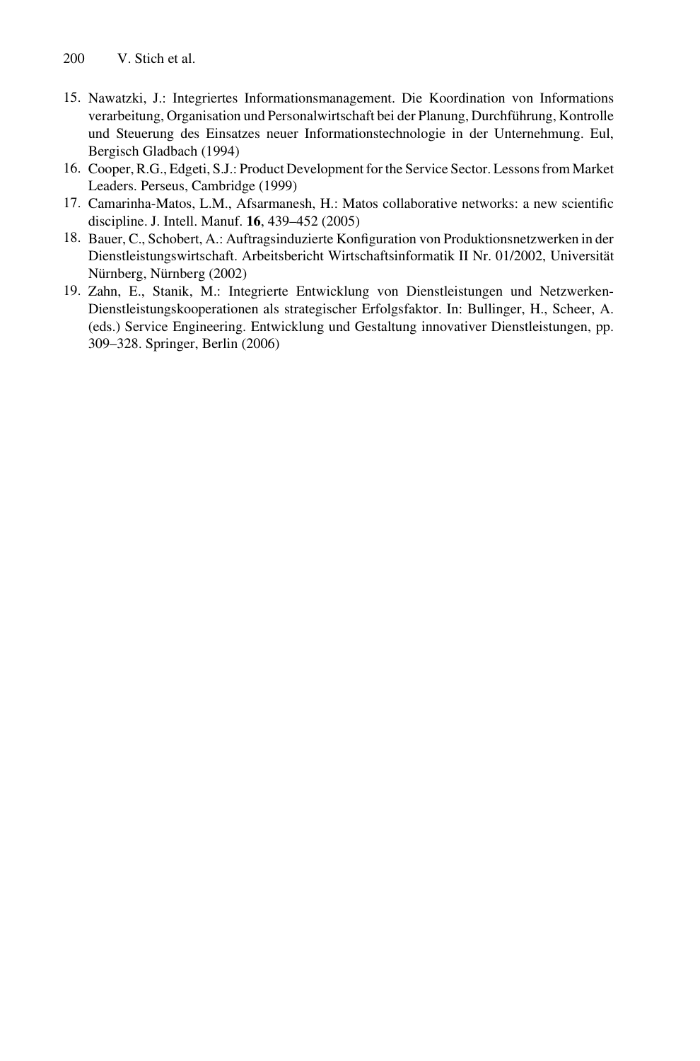15. Nawatzki, J.: Integriertes Informationsmanagement. Die Koordination von Informations verarbeitung, Organisation und Personalwirtschaft bei der Planung, Durchführung, Kontrolle und Steuerung des Einsatzes neuer Informationstechnologie in der Unternehmung. Eul, Bergisch Gladbach (1994)
16. Cooper, R.G., Edgeti, S.J.: Product Development for the Service Sector. Lessons from Market Leaders. Perseus, Cambridge (1999)
17. Camarinha-Matos, L.M., Afsarmanesh, H.: Matos collaborative networks: a new scientific discipline. J. Intell. Manuf. **16**, 439–452 (2005)
18. Bauer, C., Schobert, A.: Auftragsinduzierte Konfiguration von Produktionsnetzwerken in der Dienstleistungswirtschaft. Arbeitsbericht Wirtschaftsinformatik II Nr. 01/2002, Universität Nürnberg, Nürnberg (2002)
19. Zahn, E., Stanik, M.: Integrierte Entwicklung von Dienstleistungen und Netzwerken-Dienstleistungskooperationen als strategischer Erfolgsfaktor. In: Bullinger, H., Scheer, A. (eds.) Service Engineering. Entwicklung und Gestaltung innovativer Dienstleistungen, pp. 309–328. Springer, Berlin (2006)